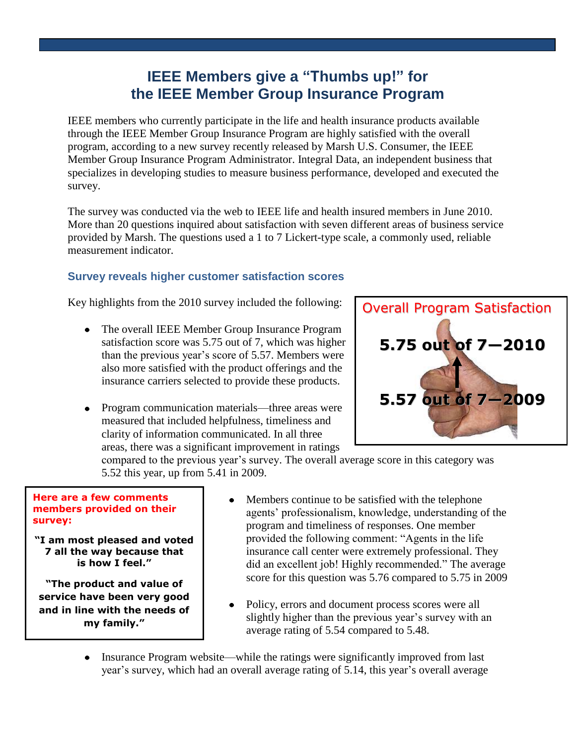# IEEE Members give a "Thumbs up!" for the IEEE Member Group Insurance Program

IEEE members who currently participate in the life and health insurance products available through the IEEE Member Group Insurance Program are highly satisfied with the overall program, according to a new survey recently released by Marsh U.S. Consumer, the IEEE Member Group Insurance Program Administrator. Integral Data, an independent business that specializes in developing studies to measure business performance, developed and executed the survey.

The survey was conducted via the web to IEEE life and health insured members in June 2010. More than 20 questions inquired about satisfaction with seven different areas of business service provided by Marsh. The questions used a 1 to 7 Lickert-type scale, a commonly used, reliable measurement indicator.

### Survey reveals higher customer satisfaction scores

Key highlights from the 2010 survey included the following:

**Overall Program Satisfaction**

**5.75 out of 7—2010**

**5.57 out of 7—2009**

- The overall IEEE Member Group Insurance Program satisfaction score was 5.75 out of 7, which was higher than the previous year's score of 5.57. Members were also more satisfied with the product offerings and the insurance carriers selected to provide these products.
- Program communication materials—three areas were measured that included helpfulness, timeliness and clarity of information communicated. In all three areas, there was a significant improvement in ratings compared to the previous year's survey. The overall average score in this category was 5.52 this year, up from 5.41 in 2009.
- Members continue to be satisfied with the telephone agents' professionalism, knowledge, understanding of the program and timeliness of responses. One member provided the following comment: "Agents in the life insurance call center were extremely professional. They did an excellent job! Highly recommended." The average score for this question was 5.76 compared to 5.75 in 2009
- Policy, errors and document process scores were all slightly higher than the previous year's survey with an average rating of 5.54 compared to 5.48.

**Here are a few comments members provided on their survey:**

**"I am most pleased and voted 7 all the way because that is how I feel."**

**"The product and value of service have been very good and in line with the needs of my family."**

- Insurance Program website—while the ratings were significantly improved from last year's survey, which had an overall average rating of 5.14, this year's overall average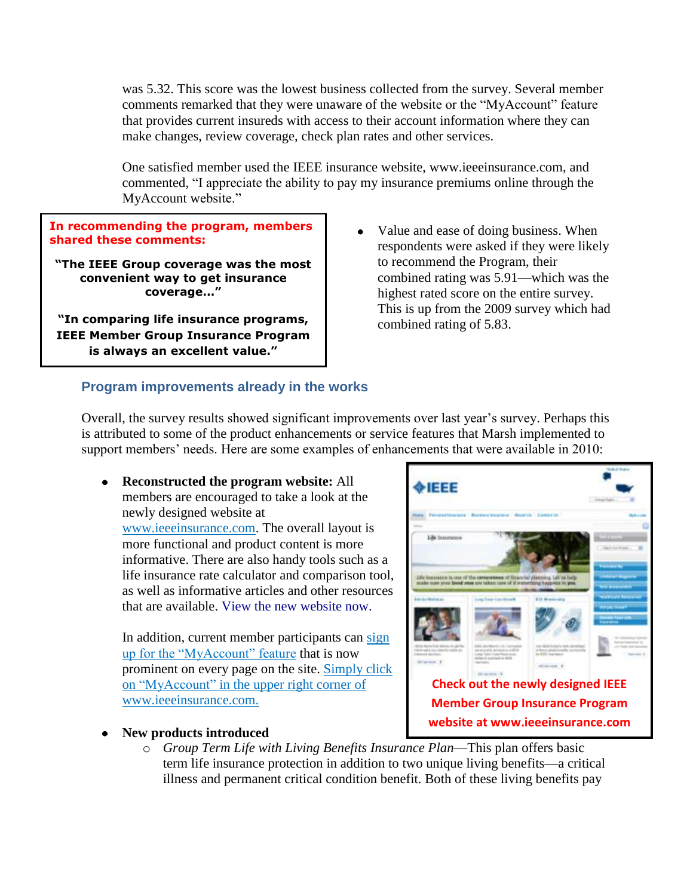was 5.32. This score was the lowest business collected from the survey. Several member comments remarked that they were unaware of the website or the “MyAccount” feature that provides current insureds with access to their account information where they can make changes, review coverage, check plan rates and other services.

One satisfied member used the IEEE insurance website, www.ieeeinsurance.com, and commented, “I appreciate the ability to pay my insurance premiums online through the MyAccount website.”

**In recommending the program, members shared these comments:**

**“The IEEE Group coverage was the most convenient way to get insurance coverage…”**

**“In comparing life insurance programs, IEEE Member Group Insurance Program is always an excellent value.”**

- Value and ease of doing business. When respondents were asked if they were likely to recommend the Program, their combined rating was 5.91—which was the highest rated score on the entire survey. This is up from the 2009 survey which had combined rating of 5.83.

### Program improvements already in the works

Overall, the survey results showed significant improvements over last year’s survey. Perhaps this is attributed to some of the product enhancements or service features that Marsh implemented to support members’ needs. Here are some examples of enhancements that were available in 2010:

- **Reconstructed the program website:** All members are encouraged to take a look at the newly designed website at www.ieeeinsurance.com. The overall layout is more functional and product content is more informative. There are also handy tools such as a life insurance rate calculator and comparison tool, as well as informative articles and other resources that are available. View the new website now.

  In addition, current member participants can sign up for the “MyAccount” feature that is now prominent on every page on the site. Simply click on “MyAccount” in the upper right corner of www.ieeeinsurance.com.

**Check out the newly designed IEEE Member Group Insurance Program website at www.ieeeinsurance.com**

- **New products introduced**
  - *Group Term Life with Living Benefits Insurance Plan*—This plan offers basic term life insurance protection in addition to two unique living benefits—a critical illness and permanent critical condition benefit. Both of these living benefits pay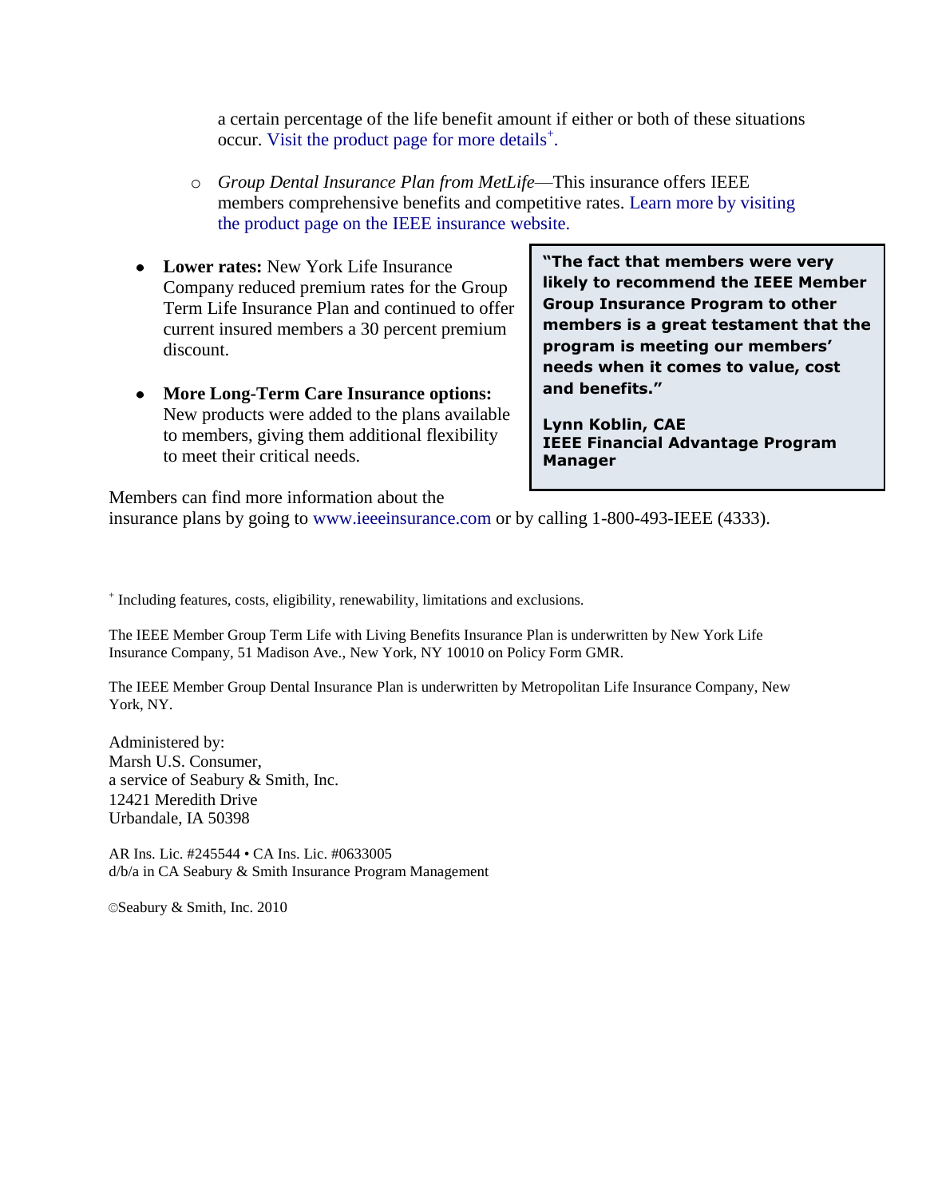a certain percentage of the life benefit amount if either or both of these situations occur. Visit the product page for more details[+].

- *Group Dental Insurance Plan from MetLife*—This insurance offers IEEE members comprehensive benefits and competitive rates. Learn more by visiting the product page on the IEEE insurance website.

- **Lower rates:** New York Life Insurance Company reduced premium rates for the Group Term Life Insurance Plan and continued to offer current insured members a 30 percent premium discount.

- **More Long-Term Care Insurance options:** New products were added to the plans available to members, giving them additional flexibility to meet their critical needs.

> **"The fact that members were very likely to recommend the IEEE Member Group Insurance Program to other members is a great testament that the program is meeting our members' needs when it comes to value, cost and benefits."**
>
> **Lynn Koblin, CAE**
> **IEEE Financial Advantage Program Manager**

Members can find more information about the insurance plans by going to www.ieeeinsurance.com or by calling 1-800-493-IEEE (4333).

[+] Including features, costs, eligibility, renewability, limitations and exclusions.

The IEEE Member Group Term Life with Living Benefits Insurance Plan is underwritten by New York Life Insurance Company, 51 Madison Ave., New York, NY 10010 on Policy Form GMR.

The IEEE Member Group Dental Insurance Plan is underwritten by Metropolitan Life Insurance Company, New York, NY.

Administered by:
Marsh U.S. Consumer,
a service of Seabury & Smith, Inc.
12421 Meredith Drive
Urbandale, IA 50398

AR Ins. Lic. #245544 • CA Ins. Lic. #0633005
d/b/a in CA Seabury & Smith Insurance Program Management

©Seabury & Smith, Inc. 2010